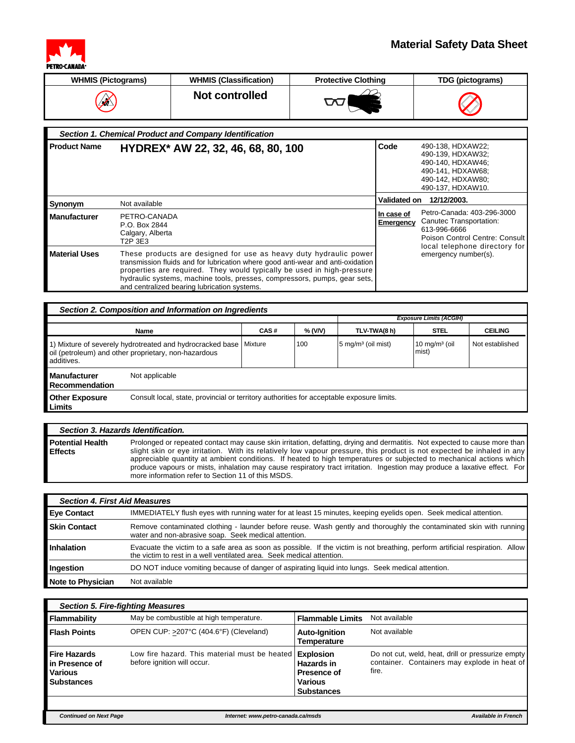# Material Safety Data Sheet

| WHMIS (Pictograms) | WHMIS (Classification) | Protective Clothing | TDG (pictograms) |
|---|---|---|---|
| | **Not controlled** | | |

## Section 1. Chemical Product and Company Identification

| | | | |
|---|---|---|---|
| **Product Name** | **HYDREX* AW 22, 32, 46, 68, 80, 100** | **Code** | 490-138, HDXAW22; 490-139, HDXAW32; 490-140, HDXAW46; 490-141, HDXAW68; 490-142, HDXAW80; 490-137, HDXAW10. |
| **Synonym** | Not available | **Validated on** | **12/12/2003.** |
| **Manufacturer** | PETRO-CANADA P.O. Box 2844 Calgary, Alberta T2P 3E3 | **In case of Emergency** | Petro-Canada: 403-296-3000 Canutec Transportation: 613-996-6666 Poison Control Centre: Consult local telephone directory for emergency number(s). |
| **Material Uses** | These products are designed for use as heavy duty hydraulic power transmission fluids and for lubrication where good anti-wear and anti-oxidation properties are required. They would typically be used in high-pressure hydraulic systems, machine tools, presses, compressors, pumps, gear sets, and centralized bearing lubrication systems. | | |

## Section 2. Composition and Information on Ingredients

| | | | Exposure Limits (ACGIH) | | |
|---|---|---|---|---|---|
| **Name** | **CAS #** | **% (V/V)** | **TLV-TWA(8 h)** | **STEL** | **CEILING** |
| 1) Mixture of severely hydrotreated and hydrocracked base oil (petroleum) and other proprietary, non-hazardous additives. | Mixture | 100 | 5 mg/m³ (oil mist) | 10 mg/m³ (oil mist) | Not established |

**Manufacturer Recommendation** — Not applicable

**Other Exposure Limits** — Consult local, state, provincial or territory authorities for acceptable exposure limits.

## Section 3. Hazards Identification.

**Potential Health Effects** — Prolonged or repeated contact may cause skin irritation, defatting, drying and dermatitis. Not expected to cause more than slight skin or eye irritation. With its relatively low vapour pressure, this product is not expected be inhaled in any appreciable quantity at ambient conditions. If heated to high temperatures or subjected to mechanical actions which produce vapours or mists, inhalation may cause respiratory tract irritation. Ingestion may produce a laxative effect. For more information refer to Section 11 of this MSDS.

## Section 4. First Aid Measures

| | |
|---|---|
| **Eye Contact** | IMMEDIATELY flush eyes with running water for at least 15 minutes, keeping eyelids open. Seek medical attention. |
| **Skin Contact** | Remove contaminated clothing - launder before reuse. Wash gently and thoroughly the contaminated skin with running water and non-abrasive soap. Seek medical attention. |
| **Inhalation** | Evacuate the victim to a safe area as soon as possible. If the victim is not breathing, perform artificial respiration. Allow the victim to rest in a well ventilated area. Seek medical attention. |
| **Ingestion** | DO NOT induce vomiting because of danger of aspirating liquid into lungs. Seek medical attention. |
| **Note to Physician** | Not available |

## Section 5. Fire-fighting Measures

| | | | |
|---|---|---|---|
| **Flammability** | May be combustible at high temperature. | **Flammable Limits** | Not available |
| **Flash Points** | OPEN CUP: ≥207°C (404.6°F) (Cleveland) | **Auto-Ignition Temperature** | Not available |
| **Fire Hazards in Presence of Various Substances** | Low fire hazard. This material must be heated before ignition will occur. | **Explosion Hazards in Presence of Various Substances** | Do not cut, weld, heat, drill or pressurize empty container. Containers may explode in heat of fire. |

*Continued on Next Page* | *Internet: www.petro-canada.ca/msds* | *Available in French*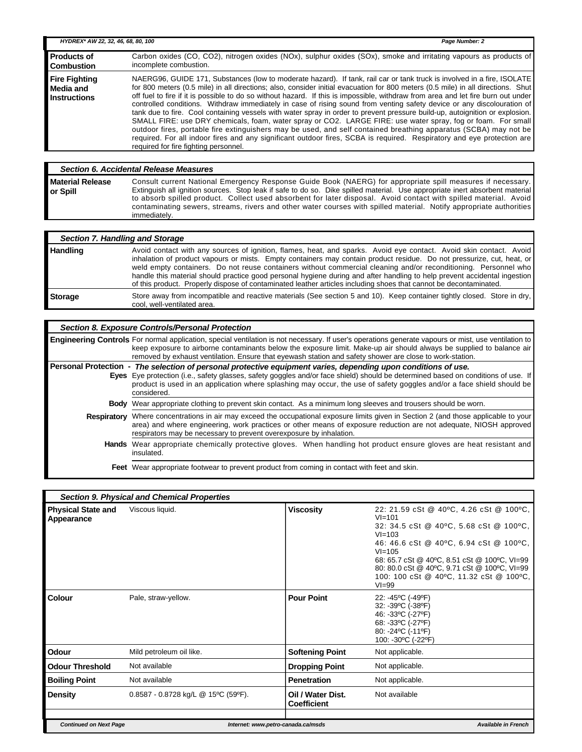| | |
|---|---|
| **Products of Combustion** | Carbon oxides (CO, CO2), nitrogen oxides (NOx), sulphur oxides (SOx), smoke and irritating vapours as products of incomplete combustion. |
| **Fire Fighting Media and Instructions** | NAERG96, GUIDE 171, Substances (low to moderate hazard). If tank, rail car or tank truck is involved in a fire, ISOLATE for 800 meters (0.5 mile) in all directions; also, consider initial evacuation for 800 meters (0.5 mile) in all directions. Shut off fuel to fire if it is possible to do so without hazard. If this is impossible, withdraw from area and let fire burn out under controlled conditions. Withdraw immediately in case of rising sound from venting safety device or any discolouration of tank due to fire. Cool containing vessels with water spray in order to prevent pressure build-up, autoignition or explosion. SMALL FIRE: use DRY chemicals, foam, water spray or CO2. LARGE FIRE: use water spray, fog or foam. For small outdoor fires, portable fire extinguishers may be used, and self contained breathing apparatus (SCBA) may not be required. For all indoor fires and any significant outdoor fires, SCBA is required. Respiratory and eye protection are required for fire fighting personnel. |

## *Section 6. Accidental Release Measures*

| | |
|---|---|
| **Material Release or Spill** | Consult current National Emergency Response Guide Book (NAERG) for appropriate spill measures if necessary. Extinguish all ignition sources. Stop leak if safe to do so. Dike spilled material. Use appropriate inert absorbent material to absorb spilled product. Collect used absorbent for later disposal. Avoid contact with spilled material. Avoid contaminating sewers, streams, rivers and other water courses with spilled material. Notify appropriate authorities immediately. |

## *Section 7. Handling and Storage*

| | |
|---|---|
| **Handling** | Avoid contact with any sources of ignition, flames, heat, and sparks. Avoid eye contact. Avoid skin contact. Avoid inhalation of product vapours or mists. Empty containers may contain product residue. Do not pressurize, cut, heat, or weld empty containers. Do not reuse containers without commercial cleaning and/or reconditioning. Personnel who handle this material should practice good personal hygiene during and after handling to help prevent accidental ingestion of this product. Properly dispose of contaminated leather articles including shoes that cannot be decontaminated. |
| **Storage** | Store away from incompatible and reactive materials (See section 5 and 10). Keep container tightly closed. Store in dry, cool, well-ventilated area. |

## *Section 8. Exposure Controls/Personal Protection*

**Engineering Controls** For normal application, special ventilation is not necessary. If user's operations generate vapours or mist, use ventilation to keep exposure to airborne contaminants below the exposure limit. Make-up air should always be supplied to balance air removed by exhaust ventilation. Ensure that eyewash station and safety shower are close to work-station.

**Personal Protection -** ***The selection of personal protective equipment varies, depending upon conditions of use.***

| | |
|---|---|
| **Eyes** | Eye protection (i.e., safety glasses, safety goggles and/or face shield) should be determined based on conditions of use. If product is used in an application where splashing may occur, the use of safety goggles and/or a face shield should be considered. |
| **Body** | Wear appropriate clothing to prevent skin contact. As a minimum long sleeves and trousers should be worn. |
| **Respiratory** | Where concentrations in air may exceed the occupational exposure limits given in Section 2 (and those applicable to your area) and where engineering, work practices or other means of exposure reduction are not adequate, NIOSH approved respirators may be necessary to prevent overexposure by inhalation. |
| **Hands** | Wear appropriate chemically protective gloves. When handling hot product ensure gloves are heat resistant and insulated. |
| **Feet** | Wear appropriate footwear to prevent product from coming in contact with feet and skin. |

## *Section 9. Physical and Chemical Properties*

| | | | |
|---|---|---|---|
| **Physical State and Appearance** | Viscous liquid. | **Viscosity** | 22: 21.59 cSt @ 40ºC, 4.26 cSt @ 100ºC, VI=101<br>32: 34.5 cSt @ 40ºC, 5.68 cSt @ 100ºC, VI=103<br>46: 46.6 cSt @ 40ºC, 6.94 cSt @ 100ºC, VI=105<br>68: 65.7 cSt @ 40ºC, 8.51 cSt @ 100ºC, VI=99<br>80: 80.0 cSt @ 40ºC, 9.71 cSt @ 100ºC, VI=99<br>100: 100 cSt @ 40ºC, 11.32 cSt @ 100ºC, VI=99 |
| **Colour** | Pale, straw-yellow. | **Pour Point** | 22: -45ºC (-49ºF)<br>32: -39ºC (-38ºF)<br>46: -33ºC (-27ºF)<br>68: -33ºC (-27ºF)<br>80: -24ºC (-11ºF)<br>100: -30ºC (-22ºF) |
| **Odour** | Mild petroleum oil like. | **Softening Point** | Not applicable. |
| **Odour Threshold** | Not available | **Dropping Point** | Not applicable. |
| **Boiling Point** | Not available | **Penetration** | Not applicable. |
| **Density** | 0.8587 - 0.8728 kg/L @ 15ºC (59ºF). | **Oil / Water Dist. Coefficient** | Not available |

*Continued on Next Page*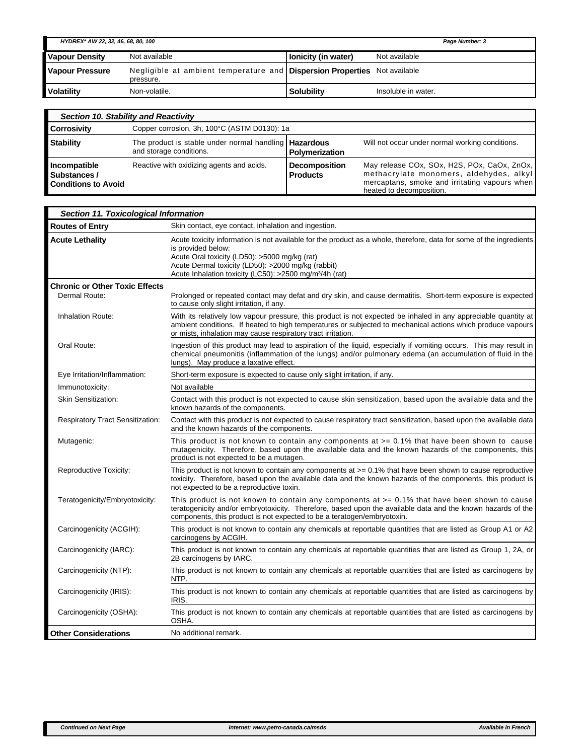| Vapour Density | Not available | Ionicity (in water) | Not available |
|---|---|---|---|
| Vapour Pressure | Negligible at ambient temperature and pressure. | Dispersion Properties | Not available |
| Volatility | Non-volatile. | Solubility | Insoluble in water. |

### Section 10. Stability and Reactivity

| Corrosivity | Copper corrosion, 3h, 100°C (ASTM D0130): 1a | | |
|---|---|---|---|
| Stability | The product is stable under normal handling and storage conditions. | Hazardous Polymerization | Will not occur under normal working conditions. |
| Incompatible Substances / Conditions to Avoid | Reactive with oxidizing agents and acids. | Decomposition Products | May release COx, SOx, H2S, POx, CaOx, ZnOx, methacrylate monomers, aldehydes, alkyl mercaptans, smoke and irritating vapours when heated to decomposition. |

### Section 11. Toxicological Information

| | |
|---|---|
| **Routes of Entry** | Skin contact, eye contact, inhalation and ingestion. |
| **Acute Lethality** | Acute toxicity information is not available for the product as a whole, therefore, data for some of the ingredients is provided below:<br>Acute Oral toxicity (LD50): >5000 mg/kg (rat)<br>Acute Dermal toxicity (LD50): >2000 mg/kg (rabbit)<br>Acute Inhalation toxicity (LC50): >2500 mg/m³/4h (rat) |
| **Chronic or Other Toxic Effects** | |
| Dermal Route: | Prolonged or repeated contact may defat and dry skin, and cause dermatitis. Short-term exposure is expected to cause only slight irritation, if any. |
| Inhalation Route: | With its relatively low vapour pressure, this product is not expected be inhaled in any appreciable quantity at ambient conditions. If heated to high temperatures or subjected to mechanical actions which produce vapours or mists, inhalation may cause respiratory tract irritation. |
| Oral Route: | Ingestion of this product may lead to aspiration of the liquid, especially if vomiting occurs. This may result in chemical pneumonitis (inflammation of the lungs) and/or pulmonary edema (an accumulation of fluid in the lungs). May produce a laxative effect. |
| Eye Irritation/Inflammation: | Short-term exposure is expected to cause only slight irritation, if any. |
| Immunotoxicity: | Not available |
| Skin Sensitization: | Contact with this product is not expected to cause skin sensitization, based upon the available data and the known hazards of the components. |
| Respiratory Tract Sensitization: | Contact with this product is not expected to cause respiratory tract sensitization, based upon the available data and the known hazards of the components. |
| Mutagenic: | This product is not known to contain any components at >= 0.1% that have been shown to cause mutagenicity. Therefore, based upon the available data and the known hazards of the components, this product is not expected to be a mutagen. |
| Reproductive Toxicity: | This product is not known to contain any components at >= 0.1% that have been shown to cause reproductive toxicity. Therefore, based upon the available data and the known hazards of the components, this product is not expected to be a reproductive toxin. |
| Teratogenicity/Embryotoxicity: | This product is not known to contain any components at >= 0.1% that have been shown to cause teratogenicity and/or embryotoxicity. Therefore, based upon the available data and the known hazards of the components, this product is not expected to be a teratogen/embryotoxin. |
| Carcinogenicity (ACGIH): | This product is not known to contain any chemicals at reportable quantities that are listed as Group A1 or A2 carcinogens by ACGIH. |
| Carcinogenicity (IARC): | This product is not known to contain any chemicals at reportable quantities that are listed as Group 1, 2A, or 2B carcinogens by IARC. |
| Carcinogenicity (NTP): | This product is not known to contain any chemicals at reportable quantities that are listed as carcinogens by NTP. |
| Carcinogenicity (IRIS): | This product is not known to contain any chemicals at reportable quantities that are listed as carcinogens by IRIS. |
| Carcinogenicity (OSHA): | This product is not known to contain any chemicals at reportable quantities that are listed as carcinogens by OSHA. |
| **Other Considerations** | No additional remark. |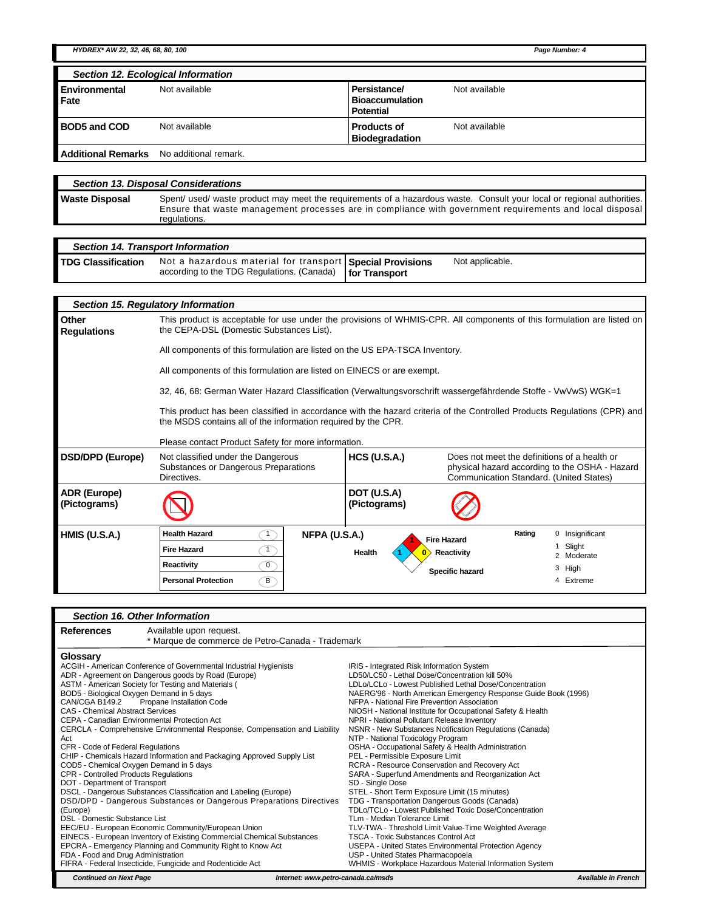## Section 12. Ecological Information

| | | | |
|---|---|---|---|
| **Environmental Fate** | Not available | **Persistance/ Bioaccumulation Potential** | Not available |
| **BOD5 and COD** | Not available | **Products of Biodegradation** | Not available |
| **Additional Remarks** | No additional remark. | | |

## Section 13. Disposal Considerations

| | |
|---|---|
| **Waste Disposal** | Spent/ used/ waste product may meet the requirements of a hazardous waste. Consult your local or regional authorities. Ensure that waste management processes are in compliance with government requirements and local disposal regulations. |

## Section 14. Transport Information

| | | | |
|---|---|---|---|
| **TDG Classification** | Not a hazardous material for transport according to the TDG Regulations. (Canada) | **Special Provisions for Transport** | Not applicable. |

## Section 15. Regulatory Information

**Other Regulations**

This product is acceptable for use under the provisions of WHMIS-CPR. All components of this formulation are listed on the CEPA-DSL (Domestic Substances List).

All components of this formulation are listed on the US EPA-TSCA Inventory.

All components of this formulation are listed on EINECS or are exempt.

32, 46, 68: German Water Hazard Classification (Verwaltungsvorschrift wassergefährdende Stoffe - VwVwS) WGK=1

This product has been classified in accordance with the hazard criteria of the Controlled Products Regulations (CPR) and the MSDS contains all of the information required by the CPR.

Please contact Product Safety for more information.

| | | | |
|---|---|---|---|
| **DSD/DPD (Europe)** | Not classified under the Dangerous Substances or Dangerous Preparations Directives. | **HCS (U.S.A.)** | Does not meet the definitions of a health or physical hazard according to the OSHA - Hazard Communication Standard. (United States) |
| **ADR (Europe) (Pictograms)** | | **DOT (U.S.A) (Pictograms)** | |

**HMIS (U.S.A.)**

| | |
|---|---|
| Health Hazard | 1 |
| Fire Hazard | 1 |
| Reactivity | 0 |
| Personal Protection | B |

**NFPA (U.S.A.)**

Fire Hazard: 1
Health: 1
Reactivity: 0
Specific hazard

Rating: 0 Insignificant; 1 Slight; 2 Moderate; 3 High; 4 Extreme

## Section 16. Other Information

**References**
Available upon request.
\* Marque de commerce de Petro-Canada - Trademark

**Glossary**

ACGIH - American Conference of Governmental Industrial Hygienists
ADR - Agreement on Dangerous goods by Road (Europe)
ASTM - American Society for Testing and Materials (
BOD5 - Biological Oxygen Demand in 5 days
CAN/CGA B149.2 Propane Installation Code
CAS - Chemical Abstract Services
CEPA - Canadian Environmental Protection Act
CERCLA - Comprehensive Environmental Response, Compensation and Liability Act
CFR - Code of Federal Regulations
CHIP - Chemicals Hazard Information and Packaging Approved Supply List
COD5 - Chemical Oxygen Demand in 5 days
CPR - Controlled Products Regulations
DOT - Department of Transport
DSCL - Dangerous Substances Classification and Labeling (Europe)
DSD/DPD - Dangerous Substances or Dangerous Preparations Directives (Europe)
DSL - Domestic Substance List
EEC/EU - European Economic Community/European Union
EINECS - European Inventory of Existing Commercial Chemical Substances
EPCRA - Emergency Planning and Community Right to Know Act
FDA - Food and Drug Administration
FIFRA - Federal Insecticide, Fungicide and Rodenticide Act
IRIS - Integrated Risk Information System
LD50/LC50 - Lethal Dose/Concentration kill 50%
LDLo/LCLo - Lowest Published Lethal Dose/Concentration
NAERG'96 - North American Emergency Response Guide Book (1996)
NFPA - National Fire Prevention Association
NIOSH - National Institute for Occupational Safety & Health
NPRI - National Pollutant Release Inventory
NSNR - New Substances Notification Regulations (Canada)
NTP - National Toxicology Program
OSHA - Occupational Safety & Health Administration
PEL - Permissible Exposure Limit
RCRA - Resource Conservation and Recovery Act
SARA - Superfund Amendments and Reorganization Act
SD - Single Dose
STEL - Short Term Exposure Limit (15 minutes)
TDG - Transportation Dangerous Goods (Canada)
TDLo/TCLo - Lowest Published Toxic Dose/Concentration
TLm - Median Tolerance Limit
TLV-TWA - Threshold Limit Value-Time Weighted Average
TSCA - Toxic Substances Control Act
USEPA - United States Environmental Protection Agency
USP - United States Pharmacopoeia
WHMIS - Workplace Hazardous Material Information System

Continued on Next Page — Internet: www.petro-canada.ca/msds — Available in French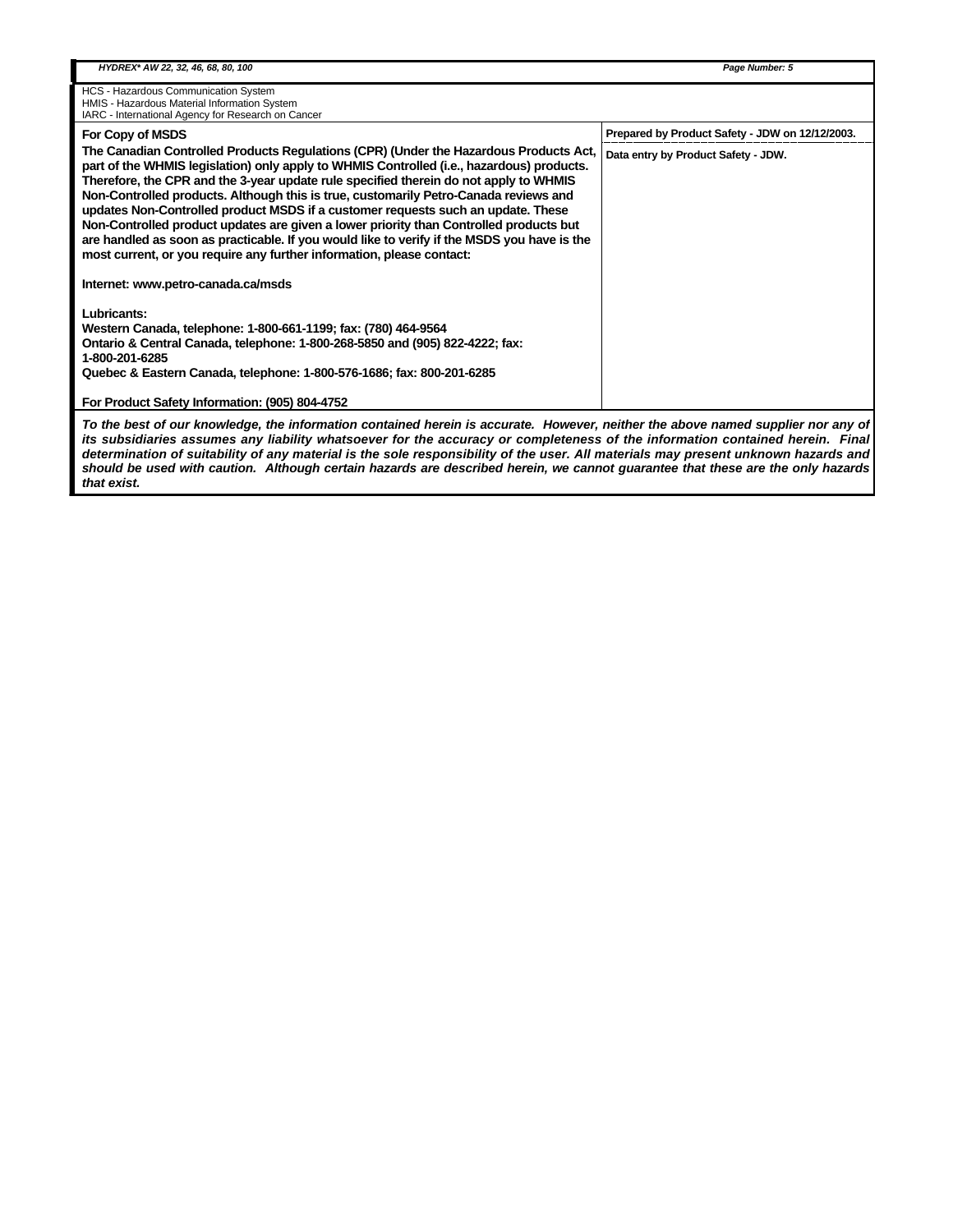HCS - Hazardous Communication System
HMIS - Hazardous Material Information System
IARC - International Agency for Research on Cancer

**For Copy of MSDS**

**The Canadian Controlled Products Regulations (CPR) (Under the Hazardous Products Act, part of the WHMIS legislation) only apply to WHMIS Controlled (i.e., hazardous) products. Therefore, the CPR and the 3-year update rule specified therein do not apply to WHMIS Non-Controlled products. Although this is true, customarily Petro-Canada reviews and updates Non-Controlled product MSDS if a customer requests such an update. These Non-Controlled product updates are given a lower priority than Controlled products but are handled as soon as practicable. If you would like to verify if the MSDS you have is the most current, or you require any further information, please contact:**

**Internet: www.petro-canada.ca/msds**

**Lubricants:**
**Western Canada, telephone: 1-800-661-1199; fax: (780) 464-9564**
**Ontario & Central Canada, telephone: 1-800-268-5850 and (905) 822-4222; fax: 1-800-201-6285**
**Quebec & Eastern Canada, telephone: 1-800-576-1686; fax: 800-201-6285**

**For Product Safety Information: (905) 804-4752**

**Prepared by Product Safety - JDW on 12/12/2003.**

**Data entry by Product Safety - JDW.**

***To the best of our knowledge, the information contained herein is accurate. However, neither the above named supplier nor any of its subsidiaries assumes any liability whatsoever for the accuracy or completeness of the information contained herein. Final determination of suitability of any material is the sole responsibility of the user. All materials may present unknown hazards and should be used with caution. Although certain hazards are described herein, we cannot guarantee that these are the only hazards that exist.***